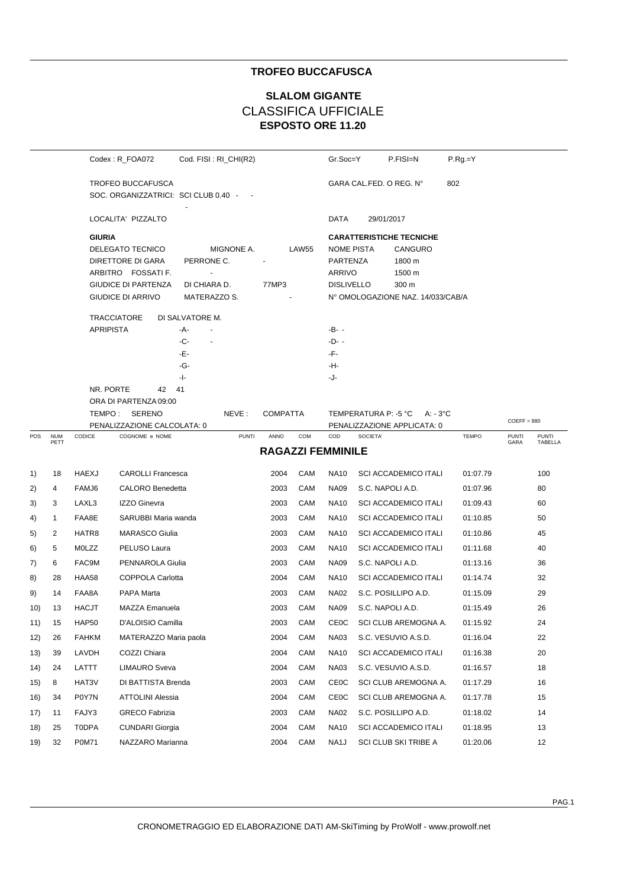# TROFEO BUCCAFUSCA

## SLALOM GIGANTE

## CLASSIFICA UFFICIALE

**ESPOSTO ORE 11.20**

Codex : R_FOA072 Cod. FISI : RI_CHI(R2) Gr.Soc=Y P.FISI=N P.Rg.=Y

TROFEO BUCCAFUSCA GARA CAL.FED. O REG. N° 802

SOC. ORGANIZZATRICI: SCI CLUB 0.40 - - -

LOCALITA' PIZZALTO DATA 29/01/2017

**GIURIA**

| | | | |
|---|---|---|---|
| DELEGATO TECNICO | MIGNONE A. | LAW55 | |
| DIRETTORE DI GARA | PERRONE C. | - | |
| ARBITRO FOSSATI F. | - | | |
| GIUDICE DI PARTENZA | DI CHIARA D. | 77MP3 | |
| GIUDICE DI ARRIVO | MATERAZZO S. | - | |

**CARATTERISTICHE TECNICHE**

| | |
|---|---|
| NOME PISTA | CANGURO |
| PARTENZA | 1800 m |
| ARRIVO | 1500 m |
| DISLIVELLO | 300 m |

N° OMOLOGAZIONE NAZ. 14/033/CAB/A

TRACCIATORE DI SALVATORE M.

APRIPISTA -A- - -B- -
-C- - -D- -
-E- -F-
-G- -H-
-I- -J-

NR. PORTE 42 41

ORA DI PARTENZA 09:00

TEMPO : SERENO NEVE : COMPATTA TEMPERATURA P: -5 °C A: - 3°C

PENALIZZAZIONE CALCOLATA: 0 PENALIZZAZIONE APPLICATA: 0 COEFF = 980

| POS | NUM PETT | CODICE | COGNOME e NOME | PUNTI | ANNO | COM | COD | SOCIETA' | TEMPO | PUNTI GARA | PUNTI TABELLA |
|---|---|---|---|---|---|---|---|---|---|---|---|
| | | | | | **RAGAZZI FEMMINILE** | | | | | | |
| 1) | 18 | HAEXJ | CAROLLI Francesca | | 2004 | CAM | NA10 | SCI ACCADEMICO ITALI | 01:07.79 | | 100 |
| 2) | 4 | FAMJ6 | CALORO Benedetta | | 2003 | CAM | NA09 | S.C. NAPOLI A.D. | 01:07.96 | | 80 |
| 3) | 3 | LAXL3 | IZZO Ginevra | | 2003 | CAM | NA10 | SCI ACCADEMICO ITALI | 01:09.43 | | 60 |
| 4) | 1 | FAA8E | SARUBBI Maria wanda | | 2003 | CAM | NA10 | SCI ACCADEMICO ITALI | 01:10.85 | | 50 |
| 5) | 2 | HATR8 | MARASCO Giulia | | 2003 | CAM | NA10 | SCI ACCADEMICO ITALI | 01:10.86 | | 45 |
| 6) | 5 | M0LZZ | PELUSO Laura | | 2003 | CAM | NA10 | SCI ACCADEMICO ITALI | 01:11.68 | | 40 |
| 7) | 6 | FAC9M | PENNAROLA Giulia | | 2003 | CAM | NA09 | S.C. NAPOLI A.D. | 01:13.16 | | 36 |
| 8) | 28 | HAA58 | COPPOLA Carlotta | | 2004 | CAM | NA10 | SCI ACCADEMICO ITALI | 01:14.74 | | 32 |
| 9) | 14 | FAA8A | PAPA Marta | | 2003 | CAM | NA02 | S.C. POSILLIPO A.D. | 01:15.09 | | 29 |
| 10) | 13 | HACJT | MAZZA Emanuela | | 2003 | CAM | NA09 | S.C. NAPOLI A.D. | 01:15.49 | | 26 |
| 11) | 15 | HAP50 | D'ALOISIO Camilla | | 2003 | CAM | CE0C | SCI CLUB AREMOGNA A. | 01:15.92 | | 24 |
| 12) | 26 | FAHKM | MATERAZZO Maria paola | | 2004 | CAM | NA03 | S.C. VESUVIO A.S.D. | 01:16.04 | | 22 |
| 13) | 39 | LAVDH | COZZI Chiara | | 2004 | CAM | NA10 | SCI ACCADEMICO ITALI | 01:16.38 | | 20 |
| 14) | 24 | LATTT | LIMAURO Sveva | | 2004 | CAM | NA03 | S.C. VESUVIO A.S.D. | 01:16.57 | | 18 |
| 15) | 8 | HAT3V | DI BATTISTA Brenda | | 2003 | CAM | CE0C | SCI CLUB AREMOGNA A. | 01:17.29 | | 16 |
| 16) | 34 | P0Y7N | ATTOLINI Alessia | | 2004 | CAM | CE0C | SCI CLUB AREMOGNA A. | 01:17.78 | | 15 |
| 17) | 11 | FAJY3 | GRECO Fabrizia | | 2003 | CAM | NA02 | S.C. POSILLIPO A.D. | 01:18.02 | | 14 |
| 18) | 25 | T0DPA | CUNDARI Giorgia | | 2004 | CAM | NA10 | SCI ACCADEMICO ITALI | 01:18.95 | | 13 |
| 19) | 32 | P0M71 | NAZZARO Marianna | | 2004 | CAM | NA1J | SCI CLUB SKI TRIBE A | 01:20.06 | | 12 |

CRONOMETRAGGIO ED ELABORAZIONE DATI AM-SkiTiming by ProWolf - www.prowolf.net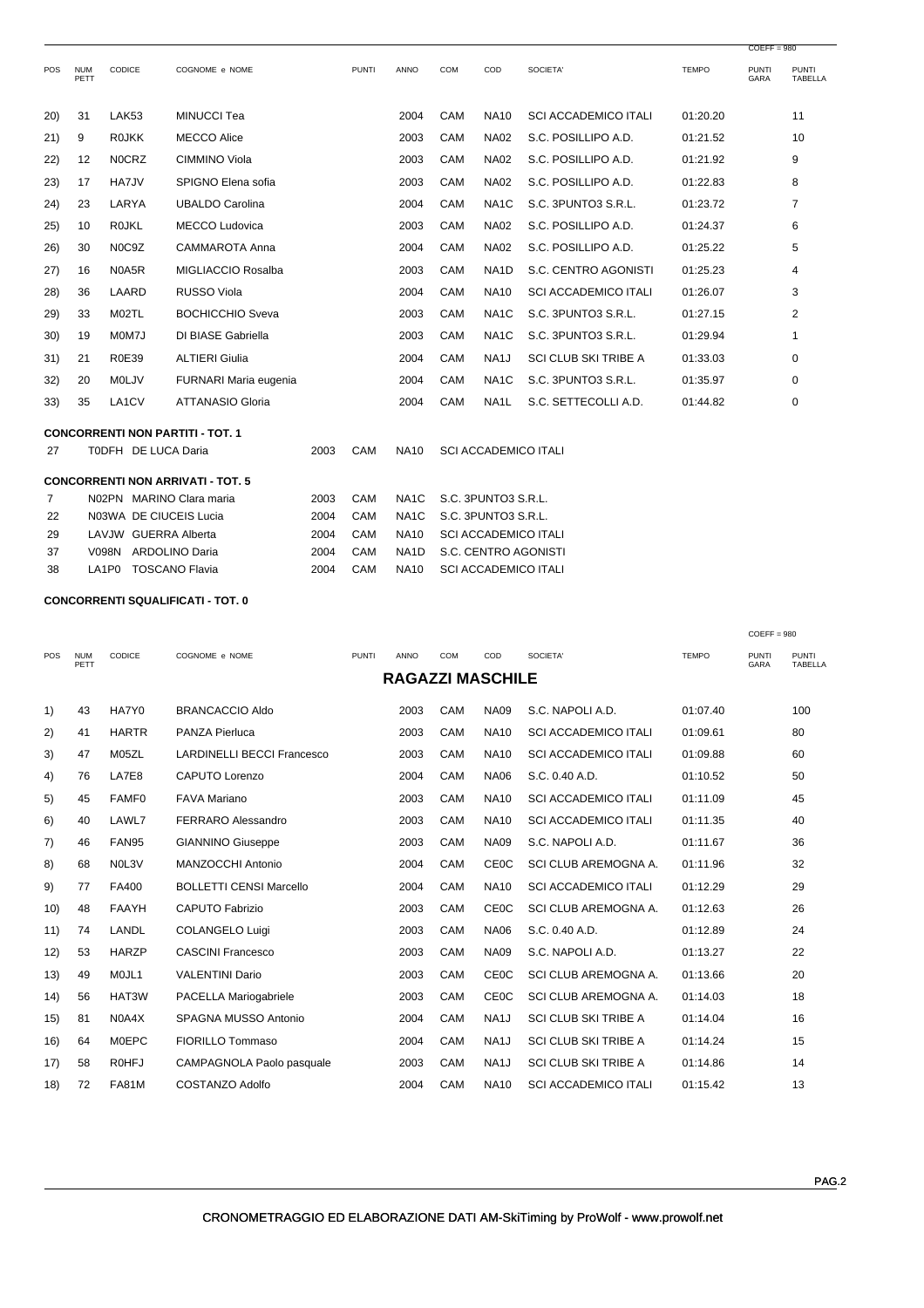COEFF = 980

| POS | NUM PETT | CODICE | COGNOME e NOME | PUNTI | ANNO | COM | COD | SOCIETA' | TEMPO | PUNTI GARA | PUNTI TABELLA |
|---|---|---|---|---|---|---|---|---|---|---|---|
| 20) | 31 | LAK53 | MINUCCI Tea | | 2004 | CAM | NA10 | SCI ACCADEMICO ITALI | 01:20.20 | | 11 |
| 21) | 9 | R0JKK | MECCO Alice | | 2003 | CAM | NA02 | S.C. POSILLIPO A.D. | 01:21.52 | | 10 |
| 22) | 12 | N0CRZ | CIMMINO Viola | | 2003 | CAM | NA02 | S.C. POSILLIPO A.D. | 01:21.92 | | 9 |
| 23) | 17 | HA7JV | SPIGNO Elena sofia | | 2003 | CAM | NA02 | S.C. POSILLIPO A.D. | 01:22.83 | | 8 |
| 24) | 23 | LARYA | UBALDO Carolina | | 2004 | CAM | NA1C | S.C. 3PUNTO3 S.R.L. | 01:23.72 | | 7 |
| 25) | 10 | R0JKL | MECCO Ludovica | | 2003 | CAM | NA02 | S.C. POSILLIPO A.D. | 01:24.37 | | 6 |
| 26) | 30 | N0C9Z | CAMMAROTA Anna | | 2004 | CAM | NA02 | S.C. POSILLIPO A.D. | 01:25.22 | | 5 |
| 27) | 16 | N0A5R | MIGLIACCIO Rosalba | | 2003 | CAM | NA1D | S.C. CENTRO AGONISTI | 01:25.23 | | 4 |
| 28) | 36 | LAARD | RUSSO Viola | | 2004 | CAM | NA10 | SCI ACCADEMICO ITALI | 01:26.07 | | 3 |
| 29) | 33 | M02TL | BOCHICCHIO Sveva | | 2003 | CAM | NA1C | S.C. 3PUNTO3 S.R.L. | 01:27.15 | | 2 |
| 30) | 19 | M0M7J | DI BIASE Gabriella | | 2003 | CAM | NA1C | S.C. 3PUNTO3 S.R.L. | 01:29.94 | | 1 |
| 31) | 21 | R0E39 | ALTIERI Giulia | | 2004 | CAM | NA1J | SCI CLUB SKI TRIBE A | 01:33.03 | | 0 |
| 32) | 20 | M0LJV | FURNARI Maria eugenia | | 2004 | CAM | NA1C | S.C. 3PUNTO3 S.R.L. | 01:35.97 | | 0 |
| 33) | 35 | LA1CV | ATTANASIO Gloria | | 2004 | CAM | NA1L | S.C. SETTECOLLI A.D. | 01:44.82 | | 0 |

**CONCORRENTI NON PARTITI - TOT. 1**

| NUM | CODICE | COGNOME e NOME | ANNO | COM | COD | SOCIETA' |
|---|---|---|---|---|---|---|
| 27 | T0DFH | DE LUCA Daria | 2003 | CAM | NA10 | SCI ACCADEMICO ITALI |

**CONCORRENTI NON ARRIVATI - TOT. 5**

| NUM | CODICE | COGNOME e NOME | ANNO | COM | COD | SOCIETA' |
|---|---|---|---|---|---|---|
| 7 | N02PN | MARINO Clara maria | 2003 | CAM | NA1C | S.C. 3PUNTO3 S.R.L. |
| 22 | N03WA | DE CIUCEIS Lucia | 2004 | CAM | NA1C | S.C. 3PUNTO3 S.R.L. |
| 29 | LAVJW | GUERRA Alberta | 2004 | CAM | NA10 | SCI ACCADEMICO ITALI |
| 37 | V098N | ARDOLINO Daria | 2004 | CAM | NA1D | S.C. CENTRO AGONISTI |
| 38 | LA1P0 | TOSCANO Flavia | 2004 | CAM | NA10 | SCI ACCADEMICO ITALI |

**CONCORRENTI SQUALIFICATI - TOT. 0**

COEFF = 980

## RAGAZZI MASCHILE

| POS | NUM PETT | CODICE | COGNOME e NOME | PUNTI | ANNO | COM | COD | SOCIETA' | TEMPO | PUNTI GARA | PUNTI TABELLA |
|---|---|---|---|---|---|---|---|---|---|---|---|
| 1) | 43 | HA7Y0 | BRANCACCIO Aldo | | 2003 | CAM | NA09 | S.C. NAPOLI A.D. | 01:07.40 | | 100 |
| 2) | 41 | HARTR | PANZA Pierluca | | 2003 | CAM | NA10 | SCI ACCADEMICO ITALI | 01:09.61 | | 80 |
| 3) | 47 | M05ZL | LARDINELLI BECCI Francesco | | 2003 | CAM | NA10 | SCI ACCADEMICO ITALI | 01:09.88 | | 60 |
| 4) | 76 | LA7E8 | CAPUTO Lorenzo | | 2004 | CAM | NA06 | S.C. 0.40 A.D. | 01:10.52 | | 50 |
| 5) | 45 | FAMF0 | FAVA Mariano | | 2003 | CAM | NA10 | SCI ACCADEMICO ITALI | 01:11.09 | | 45 |
| 6) | 40 | LAWL7 | FERRARO Alessandro | | 2003 | CAM | NA10 | SCI ACCADEMICO ITALI | 01:11.35 | | 40 |
| 7) | 46 | FAN95 | GIANNINO Giuseppe | | 2003 | CAM | NA09 | S.C. NAPOLI A.D. | 01:11.67 | | 36 |
| 8) | 68 | N0L3V | MANZOCCHI Antonio | | 2004 | CAM | CE0C | SCI CLUB AREMOGNA A. | 01:11.96 | | 32 |
| 9) | 77 | FA400 | BOLLETTI CENSI Marcello | | 2004 | CAM | NA10 | SCI ACCADEMICO ITALI | 01:12.29 | | 29 |
| 10) | 48 | FAAYH | CAPUTO Fabrizio | | 2003 | CAM | CE0C | SCI CLUB AREMOGNA A. | 01:12.63 | | 26 |
| 11) | 74 | LANDL | COLANGELO Luigi | | 2003 | CAM | NA06 | S.C. 0.40 A.D. | 01:12.89 | | 24 |
| 12) | 53 | HARZP | CASCINI Francesco | | 2003 | CAM | NA09 | S.C. NAPOLI A.D. | 01:13.27 | | 22 |
| 13) | 49 | M0JL1 | VALENTINI Dario | | 2003 | CAM | CE0C | SCI CLUB AREMOGNA A. | 01:13.66 | | 20 |
| 14) | 56 | HAT3W | PACELLA Mariogabriele | | 2003 | CAM | CE0C | SCI CLUB AREMOGNA A. | 01:14.03 | | 18 |
| 15) | 81 | N0A4X | SPAGNA MUSSO Antonio | | 2004 | CAM | NA1J | SCI CLUB SKI TRIBE A | 01:14.04 | | 16 |
| 16) | 64 | M0EPC | FIORILLO Tommaso | | 2004 | CAM | NA1J | SCI CLUB SKI TRIBE A | 01:14.24 | | 15 |
| 17) | 58 | R0HFJ | CAMPAGNOLA Paolo pasquale | | 2003 | CAM | NA1J | SCI CLUB SKI TRIBE A | 01:14.86 | | 14 |
| 18) | 72 | FA81M | COSTANZO Adolfo | | 2004 | CAM | NA10 | SCI ACCADEMICO ITALI | 01:15.42 | | 13 |

CRONOMETRAGGIO ED ELABORAZIONE DATI AM-SkiTiming by ProWolf - www.prowolf.net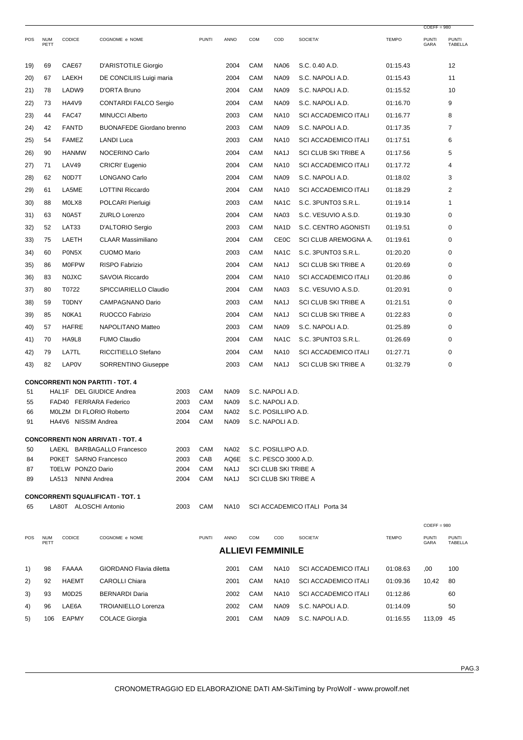| POS | NUM PETT | CODICE | COGNOME e NOME | PUNTI | ANNO | COM | COD | SOCIETA' | TEMPO | PUNTI GARA | PUNTI TABELLA |
|---|---|---|---|---|---|---|---|---|---|---|---|
| | | | | | | | | | | COEFF = 980 | |
| 19) | 69 | CAE67 | D'ARISTOTILE Giorgio | | 2004 | CAM | NA06 | S.C. 0.40 A.D. | 01:15.43 | | 12 |
| 20) | 67 | LAEKH | DE CONCILIIS Luigi maria | | 2004 | CAM | NA09 | S.C. NAPOLI A.D. | 01:15.43 | | 11 |
| 21) | 78 | LADW9 | D'ORTA Bruno | | 2004 | CAM | NA09 | S.C. NAPOLI A.D. | 01:15.52 | | 10 |
| 22) | 73 | HA4V9 | CONTARDI FALCO Sergio | | 2004 | CAM | NA09 | S.C. NAPOLI A.D. | 01:16.70 | | 9 |
| 23) | 44 | FAC47 | MINUCCI Alberto | | 2003 | CAM | NA10 | SCI ACCADEMICO ITALI | 01:16.77 | | 8 |
| 24) | 42 | FANTD | BUONAFEDE Giordano brenno | | 2003 | CAM | NA09 | S.C. NAPOLI A.D. | 01:17.35 | | 7 |
| 25) | 54 | FAMEZ | LANDI Luca | | 2003 | CAM | NA10 | SCI ACCADEMICO ITALI | 01:17.51 | | 6 |
| 26) | 90 | HANMW | NOCERINO Carlo | | 2004 | CAM | NA1J | SCI CLUB SKI TRIBE A | 01:17.56 | | 5 |
| 27) | 71 | LAV49 | CRICRI' Eugenio | | 2004 | CAM | NA10 | SCI ACCADEMICO ITALI | 01:17.72 | | 4 |
| 28) | 62 | N0D7T | LONGANO Carlo | | 2004 | CAM | NA09 | S.C. NAPOLI A.D. | 01:18.02 | | 3 |
| 29) | 61 | LA5ME | LOTTINI Riccardo | | 2004 | CAM | NA10 | SCI ACCADEMICO ITALI | 01:18.29 | | 2 |
| 30) | 88 | M0LX8 | POLCARI Pierluigi | | 2003 | CAM | NA1C | S.C. 3PUNTO3 S.R.L. | 01:19.14 | | 1 |
| 31) | 63 | N0A5T | ZURLO Lorenzo | | 2004 | CAM | NA03 | S.C. VESUVIO A.S.D. | 01:19.30 | | 0 |
| 32) | 52 | LAT33 | D'ALTORIO Sergio | | 2003 | CAM | NA1D | S.C. CENTRO AGONISTI | 01:19.51 | | 0 |
| 33) | 75 | LAETH | CLAAR Massimiliano | | 2004 | CAM | CE0C | SCI CLUB AREMOGNA A. | 01:19.61 | | 0 |
| 34) | 60 | P0N5X | CUOMO Mario | | 2003 | CAM | NA1C | S.C. 3PUNTO3 S.R.L. | 01:20.20 | | 0 |
| 35) | 86 | M0FPW | RISPO Fabrizio | | 2004 | CAM | NA1J | SCI CLUB SKI TRIBE A | 01:20.69 | | 0 |
| 36) | 83 | N0JXC | SAVOIA Riccardo | | 2004 | CAM | NA10 | SCI ACCADEMICO ITALI | 01:20.86 | | 0 |
| 37) | 80 | T0722 | SPICCIARIELLO Claudio | | 2004 | CAM | NA03 | S.C. VESUVIO A.S.D. | 01:20.91 | | 0 |
| 38) | 59 | T0DNY | CAMPAGNANO Dario | | 2003 | CAM | NA1J | SCI CLUB SKI TRIBE A | 01:21.51 | | 0 |
| 39) | 85 | N0KA1 | RUOCCO Fabrizio | | 2004 | CAM | NA1J | SCI CLUB SKI TRIBE A | 01:22.83 | | 0 |
| 40) | 57 | HAFRE | NAPOLITANO Matteo | | 2003 | CAM | NA09 | S.C. NAPOLI A.D. | 01:25.89 | | 0 |
| 41) | 70 | HA9L8 | FUMO Claudio | | 2004 | CAM | NA1C | S.C. 3PUNTO3 S.R.L. | 01:26.69 | | 0 |
| 42) | 79 | LA7TL | RICCITIELLO Stefano | | 2004 | CAM | NA10 | SCI ACCADEMICO ITALI | 01:27.71 | | 0 |
| 43) | 82 | LAP0V | SORRENTINO Giuseppe | | 2003 | CAM | NA1J | SCI CLUB SKI TRIBE A | 01:32.79 | | 0 |

**CONCORRENTI NON PARTITI - TOT. 4**

| NUM | CODICE | COGNOME e NOME | ANNO | COM | COD | SOCIETA' |
|---|---|---|---|---|---|---|
| 51 | HAL1F | DEL GIUDICE Andrea | 2003 | CAM | NA09 | S.C. NAPOLI A.D. |
| 55 | FAD40 | FERRARA Federico | 2003 | CAM | NA09 | S.C. NAPOLI A.D. |
| 66 | M0LZM | DI FLORIO Roberto | 2004 | CAM | NA02 | S.C. POSILLIPO A.D. |
| 91 | HA4V6 | NISSIM Andrea | 2004 | CAM | NA09 | S.C. NAPOLI A.D. |

**CONCORRENTI NON ARRIVATI - TOT. 4**

| NUM | CODICE | COGNOME e NOME | ANNO | COM | COD | SOCIETA' |
|---|---|---|---|---|---|---|
| 50 | LAEKL | BARBAGALLO Francesco | 2003 | CAM | NA02 | S.C. POSILLIPO A.D. |
| 84 | P0KET | SARNO Francesco | 2003 | CAB | AQ6E | S.C. PESCO 3000 A.D. |
| 87 | T0ELW | PONZO Dario | 2004 | CAM | NA1J | SCI CLUB SKI TRIBE A |
| 89 | LA513 | NINNI Andrea | 2004 | CAM | NA1J | SCI CLUB SKI TRIBE A |

**CONCORRENTI SQUALIFICATI - TOT. 1**

| NUM | CODICE | COGNOME e NOME | ANNO | COM | COD | SOCIETA' |
|---|---|---|---|---|---|---|
| 65 | LA80T | ALOSCHI Antonio | 2003 | CAM | NA10 | SCI ACCADEMICO ITALI Porta 34 |

## ALLIEVI FEMMINILE

| POS | NUM PETT | CODICE | COGNOME e NOME | PUNTI | ANNO | COM | COD | SOCIETA' | TEMPO | PUNTI GARA | PUNTI TABELLA |
|---|---|---|---|---|---|---|---|---|---|---|---|
| | | | | | | | | | | COEFF = 980 | |
| 1) | 98 | FAAAA | GIORDANO Flavia diletta | | 2001 | CAM | NA10 | SCI ACCADEMICO ITALI | 01:08.63 | ,00 | 100 |
| 2) | 92 | HAEMT | CAROLLI Chiara | | 2001 | CAM | NA10 | SCI ACCADEMICO ITALI | 01:09.36 | 10,42 | 80 |
| 3) | 93 | M0D25 | BERNARDI Daria | | 2002 | CAM | NA10 | SCI ACCADEMICO ITALI | 01:12.86 | | 60 |
| 4) | 96 | LAE6A | TROIANIELLO Lorenza | | 2002 | CAM | NA09 | S.C. NAPOLI A.D. | 01:14.09 | | 50 |
| 5) | 106 | EAPMY | COLACE Giorgia | | 2001 | CAM | NA09 | S.C. NAPOLI A.D. | 01:16.55 | 113,09 | 45 |

CRONOMETRAGGIO ED ELABORAZIONE DATI AM-SkiTiming by ProWolf - www.prowolf.net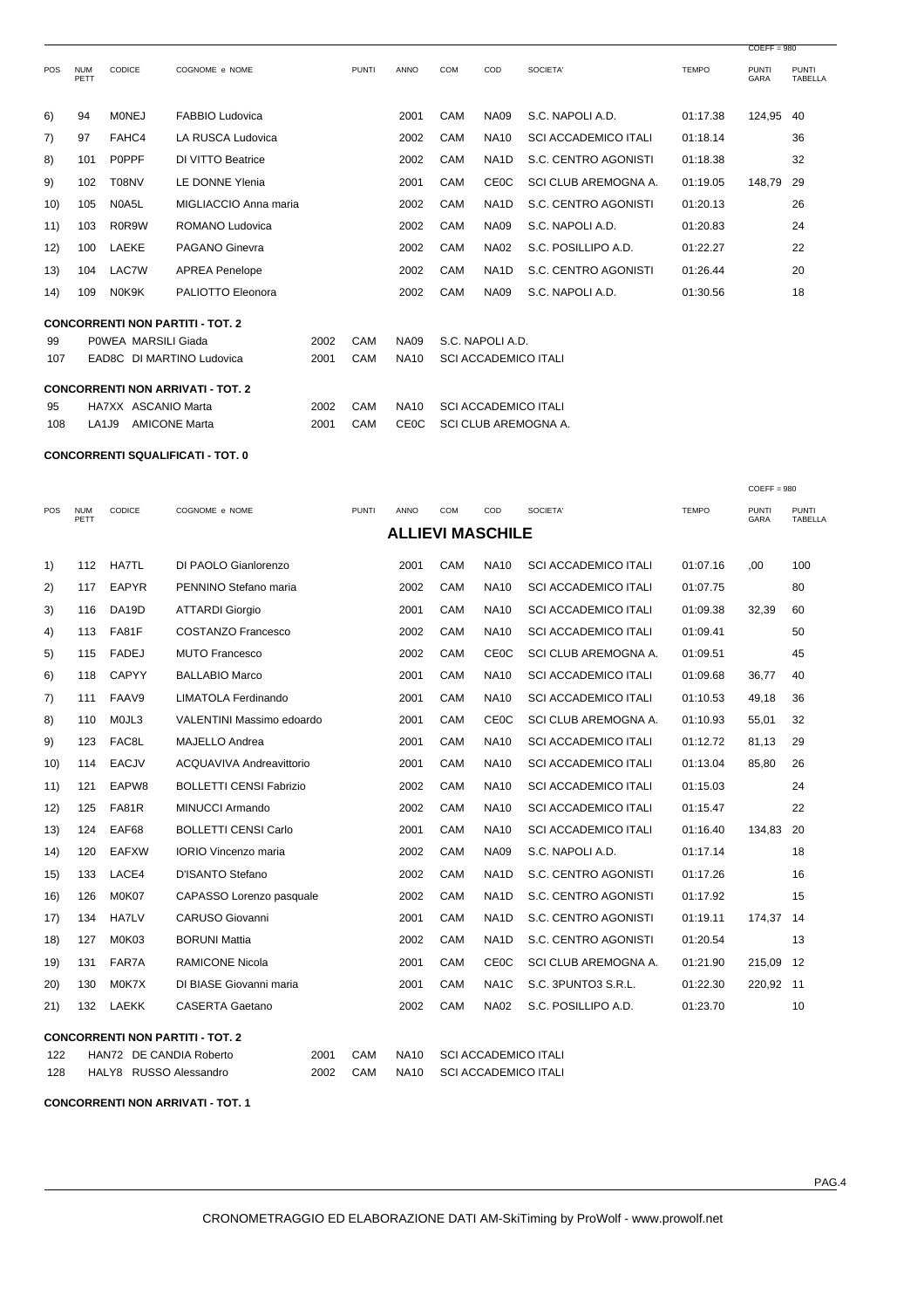COEFF = 980

| POS | NUM PETT | CODICE | COGNOME e NOME | PUNTI | ANNO | COM | COD | SOCIETA' | TEMPO | PUNTI GARA | PUNTI TABELLA |
|---|---|---|---|---|---|---|---|---|---|---|---|
| 6) | 94 | M0NEJ | FABBIO Ludovica | | 2001 | CAM | NA09 | S.C. NAPOLI A.D. | 01:17.38 | 124,95 | 40 |
| 7) | 97 | FAHC4 | LA RUSCA Ludovica | | 2002 | CAM | NA10 | SCI ACCADEMICO ITALI | 01:18.14 | | 36 |
| 8) | 101 | P0PPF | DI VITTO Beatrice | | 2002 | CAM | NA1D | S.C. CENTRO AGONISTI | 01:18.38 | | 32 |
| 9) | 102 | T08NV | LE DONNE Ylenia | | 2001 | CAM | CE0C | SCI CLUB AREMOGNA A. | 01:19.05 | 148,79 | 29 |
| 10) | 105 | N0A5L | MIGLIACCIO Anna maria | | 2002 | CAM | NA1D | S.C. CENTRO AGONISTI | 01:20.13 | | 26 |
| 11) | 103 | R0R9W | ROMANO Ludovica | | 2002 | CAM | NA09 | S.C. NAPOLI A.D. | 01:20.83 | | 24 |
| 12) | 100 | LAEKE | PAGANO Ginevra | | 2002 | CAM | NA02 | S.C. POSILLIPO A.D. | 01:22.27 | | 22 |
| 13) | 104 | LAC7W | APREA Penelope | | 2002 | CAM | NA1D | S.C. CENTRO AGONISTI | 01:26.44 | | 20 |
| 14) | 109 | N0K9K | PALIOTTO Eleonora | | 2002 | CAM | NA09 | S.C. NAPOLI A.D. | 01:30.56 | | 18 |

**CONCORRENTI NON PARTITI - TOT. 2**

| NUM | CODICE | COGNOME e NOME | ANNO | COM | COD | SOCIETA' |
|---|---|---|---|---|---|---|
| 99 | P0WEA | MARSILI Giada | 2002 | CAM | NA09 | S.C. NAPOLI A.D. |
| 107 | EAD8C | DI MARTINO Ludovica | 2001 | CAM | NA10 | SCI ACCADEMICO ITALI |

**CONCORRENTI NON ARRIVATI - TOT. 2**

| NUM | CODICE | COGNOME e NOME | ANNO | COM | COD | SOCIETA' |
|---|---|---|---|---|---|---|
| 95 | HA7XX | ASCANIO Marta | 2002 | CAM | NA10 | SCI ACCADEMICO ITALI |
| 108 | LA1J9 | AMICONE Marta | 2001 | CAM | CE0C | SCI CLUB AREMOGNA A. |

**CONCORRENTI SQUALIFICATI - TOT. 0**

COEFF = 980

## ALLIEVI MASCHILE

| POS | NUM PETT | CODICE | COGNOME e NOME | PUNTI | ANNO | COM | COD | SOCIETA' | TEMPO | PUNTI GARA | PUNTI TABELLA |
|---|---|---|---|---|---|---|---|---|---|---|---|
| 1) | 112 | HA7TL | DI PAOLO Gianlorenzo | | 2001 | CAM | NA10 | SCI ACCADEMICO ITALI | 01:07.16 | ,00 | 100 |
| 2) | 117 | EAPYR | PENNINO Stefano maria | | 2002 | CAM | NA10 | SCI ACCADEMICO ITALI | 01:07.75 | | 80 |
| 3) | 116 | DA19D | ATTARDI Giorgio | | 2001 | CAM | NA10 | SCI ACCADEMICO ITALI | 01:09.38 | 32,39 | 60 |
| 4) | 113 | FA81F | COSTANZO Francesco | | 2002 | CAM | NA10 | SCI ACCADEMICO ITALI | 01:09.41 | | 50 |
| 5) | 115 | FADEJ | MUTO Francesco | | 2002 | CAM | CE0C | SCI CLUB AREMOGNA A. | 01:09.51 | | 45 |
| 6) | 118 | CAPYY | BALLABIO Marco | | 2001 | CAM | NA10 | SCI ACCADEMICO ITALI | 01:09.68 | 36,77 | 40 |
| 7) | 111 | FAAV9 | LIMATOLA Ferdinando | | 2001 | CAM | NA10 | SCI ACCADEMICO ITALI | 01:10.53 | 49,18 | 36 |
| 8) | 110 | M0JL3 | VALENTINI Massimo edoardo | | 2001 | CAM | CE0C | SCI CLUB AREMOGNA A. | 01:10.93 | 55,01 | 32 |
| 9) | 123 | FAC8L | MAJELLO Andrea | | 2001 | CAM | NA10 | SCI ACCADEMICO ITALI | 01:12.72 | 81,13 | 29 |
| 10) | 114 | EACJV | ACQUAVIVA Andreavittorio | | 2001 | CAM | NA10 | SCI ACCADEMICO ITALI | 01:13.04 | 85,80 | 26 |
| 11) | 121 | EAPW8 | BOLLETTI CENSI Fabrizio | | 2002 | CAM | NA10 | SCI ACCADEMICO ITALI | 01:15.03 | | 24 |
| 12) | 125 | FA81R | MINUCCI Armando | | 2002 | CAM | NA10 | SCI ACCADEMICO ITALI | 01:15.47 | | 22 |
| 13) | 124 | EAF68 | BOLLETTI CENSI Carlo | | 2001 | CAM | NA10 | SCI ACCADEMICO ITALI | 01:16.40 | 134,83 | 20 |
| 14) | 120 | EAFXW | IORIO Vincenzo maria | | 2002 | CAM | NA09 | S.C. NAPOLI A.D. | 01:17.14 | | 18 |
| 15) | 133 | LACE4 | D'ISANTO Stefano | | 2002 | CAM | NA1D | S.C. CENTRO AGONISTI | 01:17.26 | | 16 |
| 16) | 126 | M0K07 | CAPASSO Lorenzo pasquale | | 2002 | CAM | NA1D | S.C. CENTRO AGONISTI | 01:17.92 | | 15 |
| 17) | 134 | HA7LV | CARUSO Giovanni | | 2001 | CAM | NA1D | S.C. CENTRO AGONISTI | 01:19.11 | 174,37 | 14 |
| 18) | 127 | M0K03 | BORUNI Mattia | | 2002 | CAM | NA1D | S.C. CENTRO AGONISTI | 01:20.54 | | 13 |
| 19) | 131 | FAR7A | RAMICONE Nicola | | 2001 | CAM | CE0C | SCI CLUB AREMOGNA A. | 01:21.90 | 215,09 | 12 |
| 20) | 130 | M0K7X | DI BIASE Giovanni maria | | 2001 | CAM | NA1C | S.C. 3PUNTO3 S.R.L. | 01:22.30 | 220,92 | 11 |
| 21) | 132 | LAEKK | CASERTA Gaetano | | 2002 | CAM | NA02 | S.C. POSILLIPO A.D. | 01:23.70 | | 10 |

**CONCORRENTI NON PARTITI - TOT. 2**

| NUM | CODICE | COGNOME e NOME | ANNO | COM | COD | SOCIETA' |
|---|---|---|---|---|---|---|
| 122 | HAN72 | DE CANDIA Roberto | 2001 | CAM | NA10 | SCI ACCADEMICO ITALI |
| 128 | HALY8 | RUSSO Alessandro | 2002 | CAM | NA10 | SCI ACCADEMICO ITALI |

**CONCORRENTI NON ARRIVATI - TOT. 1**

CRONOMETRAGGIO ED ELABORAZIONE DATI AM-SkiTiming by ProWolf - www.prowolf.net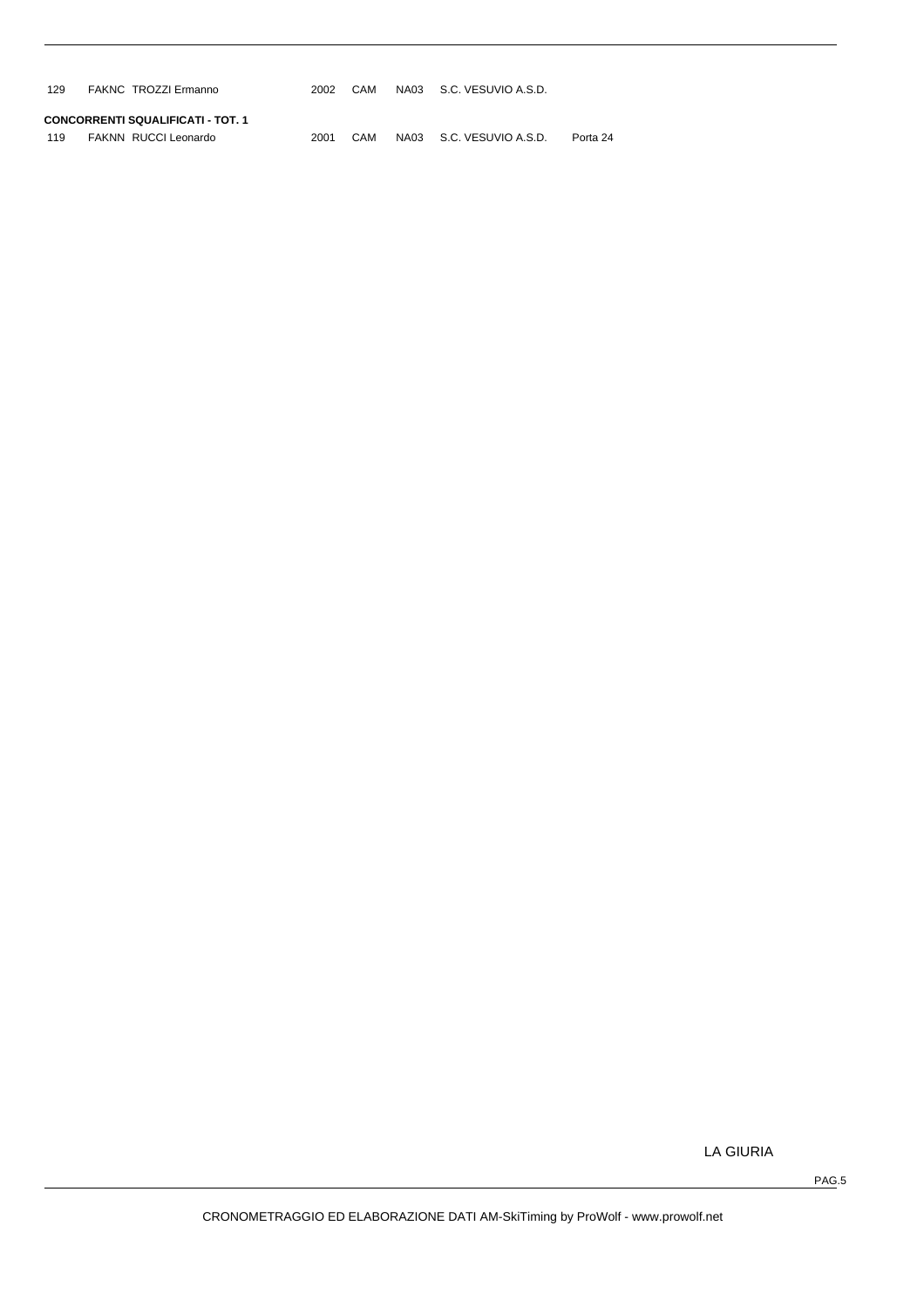| | | | | | | | |
|---|---|---|---|---|---|---|---|
| 129 | FAKNC | TROZZI Ermanno | 2002 | CAM | NA03 | S.C. VESUVIO A.S.D. | |

**CONCORRENTI SQUALIFICATI - TOT. 1**

| | | | | | | | |
|---|---|---|---|---|---|---|---|
| 119 | FAKNN | RUCCI Leonardo | 2001 | CAM | NA03 | S.C. VESUVIO A.S.D. | Porta 24 |

LA GIURIA

CRONOMETRAGGIO ED ELABORAZIONE DATI AM-SkiTiming by ProWolf - www.prowolf.net